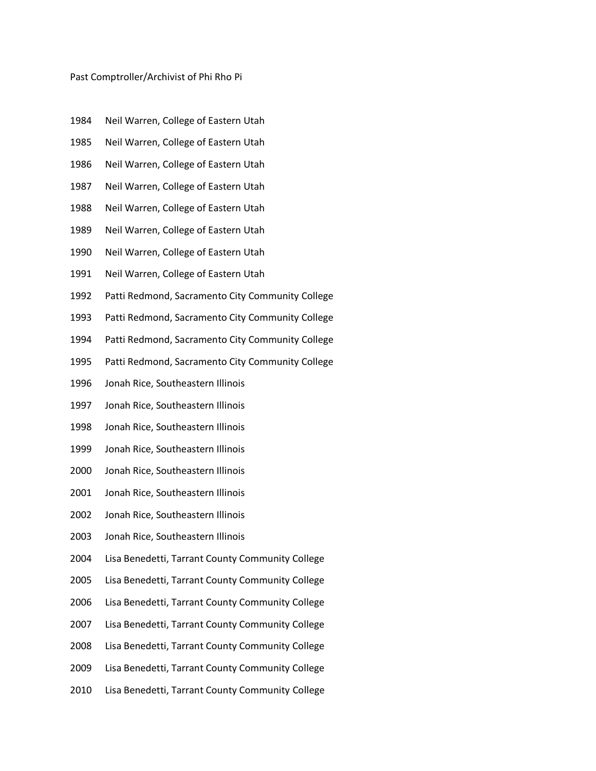Past Comptroller/Archivist of Phi Rho Pi

1984 Neil Warren, College of Eastern Utah

1985 Neil Warren, College of Eastern Utah

1986 Neil Warren, College of Eastern Utah

1987 Neil Warren, College of Eastern Utah

1988 Neil Warren, College of Eastern Utah

1989 Neil Warren, College of Eastern Utah

1990 Neil Warren, College of Eastern Utah

1991 Neil Warren, College of Eastern Utah

1992 Patti Redmond, Sacramento City Community College

1993 Patti Redmond, Sacramento City Community College

1994 Patti Redmond, Sacramento City Community College

1995 Patti Redmond, Sacramento City Community College

1996 Jonah Rice, Southeastern Illinois

1997 Jonah Rice, Southeastern Illinois

1998 Jonah Rice, Southeastern Illinois

1999 Jonah Rice, Southeastern Illinois

2000 Jonah Rice, Southeastern Illinois

2001 Jonah Rice, Southeastern Illinois

2002 Jonah Rice, Southeastern Illinois

2003 Jonah Rice, Southeastern Illinois

2004 Lisa Benedetti, Tarrant County Community College

2005 Lisa Benedetti, Tarrant County Community College

2006 Lisa Benedetti, Tarrant County Community College

2007 Lisa Benedetti, Tarrant County Community College

2008 Lisa Benedetti, Tarrant County Community College

2009 Lisa Benedetti, Tarrant County Community College

2010 Lisa Benedetti, Tarrant County Community College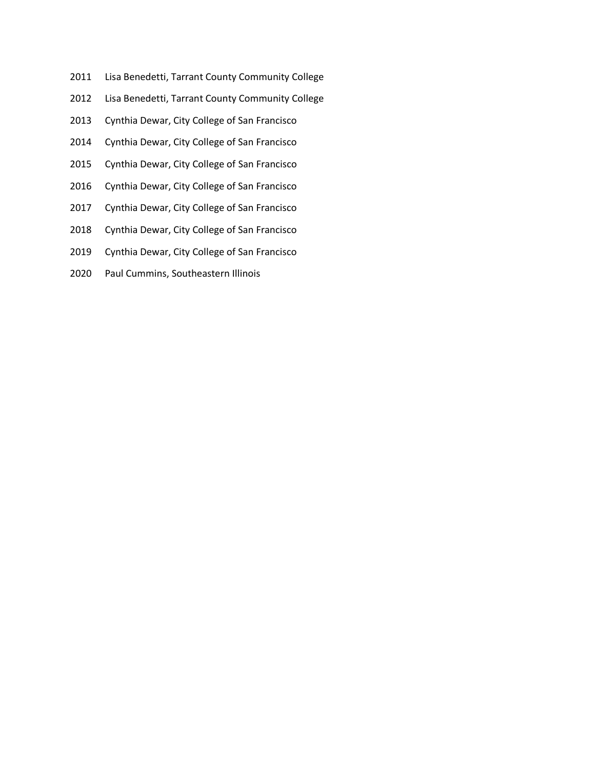2011 Lisa Benedetti, Tarrant County Community College

2012 Lisa Benedetti, Tarrant County Community College

2013 Cynthia Dewar, City College of San Francisco

2014 Cynthia Dewar, City College of San Francisco

2015 Cynthia Dewar, City College of San Francisco

2016 Cynthia Dewar, City College of San Francisco

2017 Cynthia Dewar, City College of San Francisco

2018 Cynthia Dewar, City College of San Francisco

2019 Cynthia Dewar, City College of San Francisco

2020 Paul Cummins, Southeastern Illinois